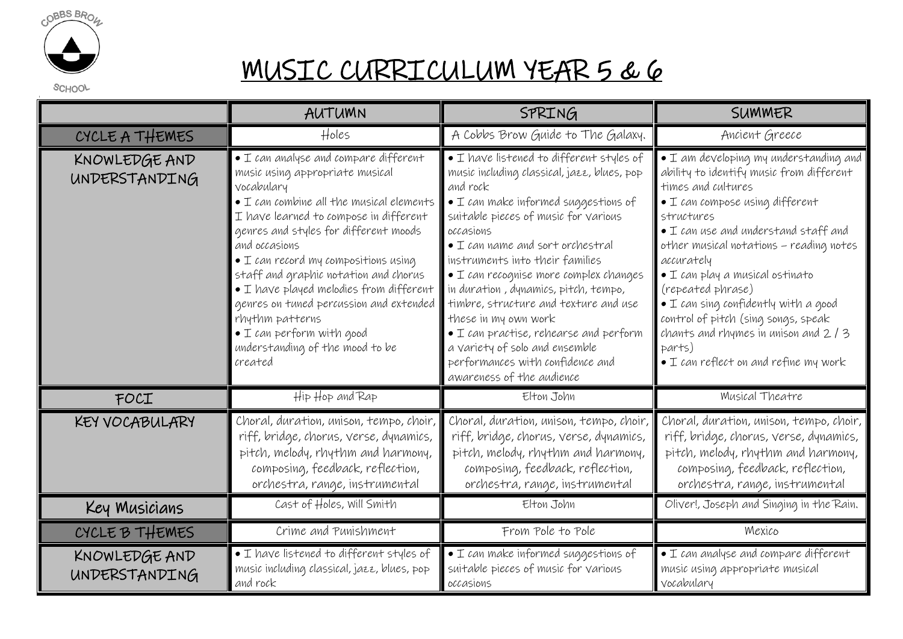# MUSIC CURRICULUM YEAR 5 & 6

| | AUTUMN | SPRING | SUMMER |
|---|---|---|---|
| CYCLE A THEMES | Holes | A Cobbs Brow Guide to The Galaxy. | Ancient Greece |
| KNOWLEDGE AND UNDERSTANDING | • I can analyse and compare different music using appropriate musical vocabulary<br>• I can combine all the musical elements I have learned to compose in different genres and styles for different moods and occasions<br>• I can record my compositions using staff and graphic notation and chorus<br>• I have played melodies from different genres on tuned percussion and extended rhythm patterns<br>• I can perform with good understanding of the mood to be created | • I have listened to different styles of music including classical, jazz, blues, pop and rock<br>• I can make informed suggestions of suitable pieces of music for various occasions<br>• I can name and sort orchestral instruments into their families<br>• I can recognise more complex changes in duration , dynamics, pitch, tempo, timbre, structure and texture and use these in my own work<br>• I can practise, rehearse and perform a variety of solo and ensemble performances with confidence and awareness of the audience | • I am developing my understanding and ability to identify music from different times and cultures<br>• I can compose using different structures<br>• I can use and understand staff and other musical notations – reading notes accurately<br>• I can play a musical ostinato (repeated phrase)<br>• I can sing confidently with a good control of pitch (sing songs, speak chants and rhymes in unison and 2 / 3 parts)<br>• I can reflect on and refine my work |
| FOCI | Hip Hop and Rap | Elton John | Musical Theatre |
| KEY VOCABULARY | Choral, duration, unison, tempo, choir, riff, bridge, chorus, verse, dynamics, pitch, melody, rhythm and harmony, composing, feedback, reflection, orchestra, range, instrumental | Choral, duration, unison, tempo, choir, riff, bridge, chorus, verse, dynamics, pitch, melody, rhythm and harmony, composing, feedback, reflection, orchestra, range, instrumental | Choral, duration, unison, tempo, choir, riff, bridge, chorus, verse, dynamics, pitch, melody, rhythm and harmony, composing, feedback, reflection, orchestra, range, instrumental |
| Key Musicians | Cast of Holes, Will Smith | Elton John | Oliver!, Joseph and Singing in the Rain. |
| CYCLE B THEMES | Crime and Punishment | From Pole to Pole | Mexico |
| KNOWLEDGE AND UNDERSTANDING | • I have listened to different styles of music including classical, jazz, blues, pop and rock | • I can make informed suggestions of suitable pieces of music for various occasions | • I can analyse and compare different music using appropriate musical vocabulary |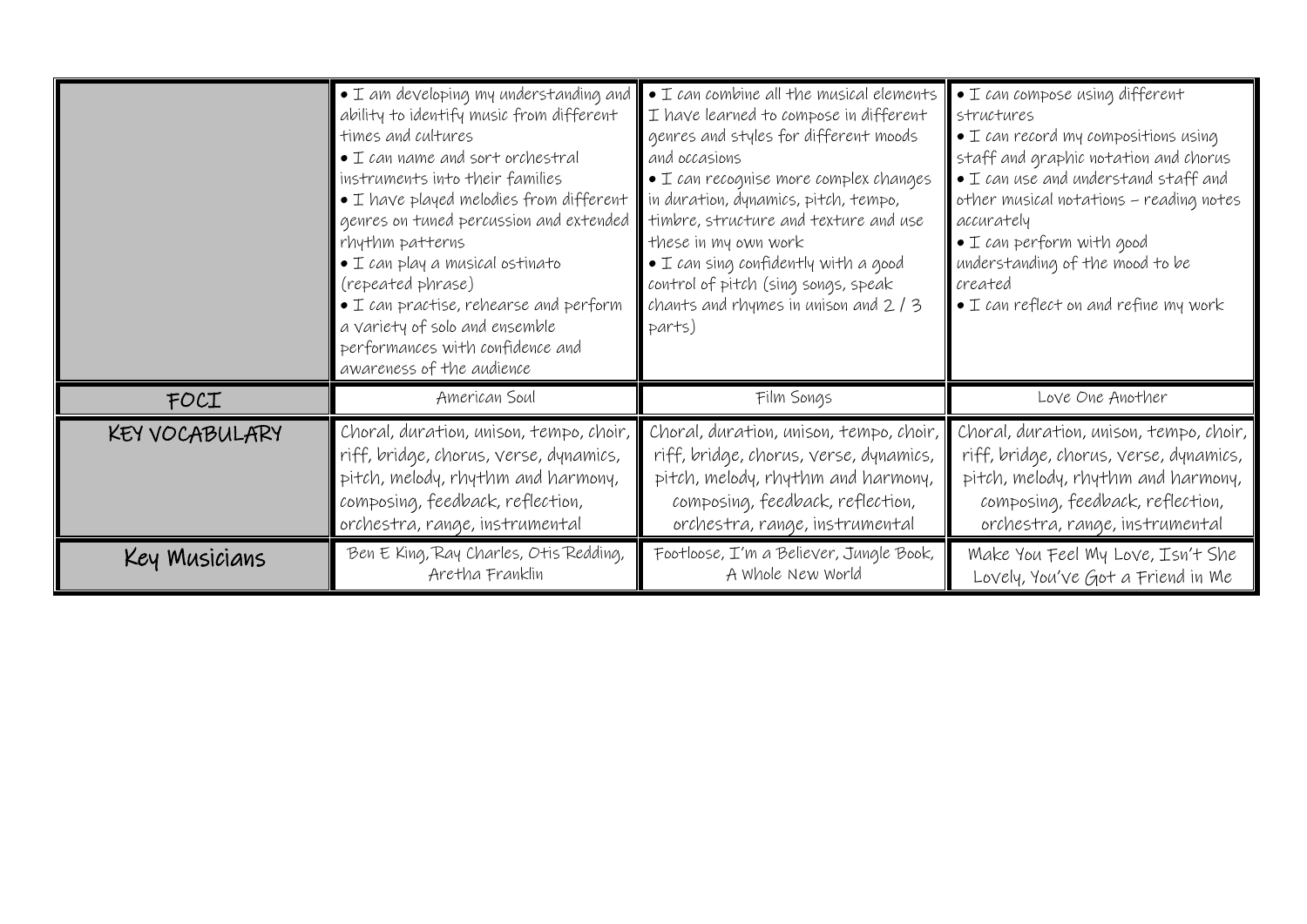| | | | |
|---|---|---|---|
| | • I am developing my understanding and ability to identify music from different times and cultures<br>• I can name and sort orchestral instruments into their families<br>• I have played melodies from different genres on tuned percussion and extended rhythm patterns<br>• I can play a musical ostinato (repeated phrase)<br>• I can practise, rehearse and perform a variety of solo and ensemble performances with confidence and awareness of the audience | • I can combine all the musical elements I have learned to compose in different genres and styles for different moods and occasions<br>• I can recognise more complex changes in duration, dynamics, pitch, tempo, timbre, structure and texture and use these in my own work<br>• I can sing confidently with a good control of pitch (sing songs, speak chants and rhymes in unison and 2 / 3 parts) | • I can compose using different structures<br>• I can record my compositions using staff and graphic notation and chorus<br>• I can use and understand staff and other musical notations – reading notes accurately<br>• I can perform with good understanding of the mood to be created<br>• I can reflect on and refine my work |
| FOCI | American Soul | Film Songs | Love One Another |
| KEY VOCABULARY | Choral, duration, unison, tempo, choir, riff, bridge, chorus, verse, dynamics, pitch, melody, rhythm and harmony, composing, feedback, reflection, orchestra, range, instrumental | Choral, duration, unison, tempo, choir, riff, bridge, chorus, verse, dynamics, pitch, melody, rhythm and harmony, composing, feedback, reflection, orchestra, range, instrumental | Choral, duration, unison, tempo, choir, riff, bridge, chorus, verse, dynamics, pitch, melody, rhythm and harmony, composing, feedback, reflection, orchestra, range, instrumental |
| Key Musicians | Ben E King, Ray Charles, Otis Redding, Aretha Franklin | Footloose, I'm a Believer, Jungle Book, A Whole New World | Make You Feel My Love, Isn't She Lovely, You've Got a Friend in Me |